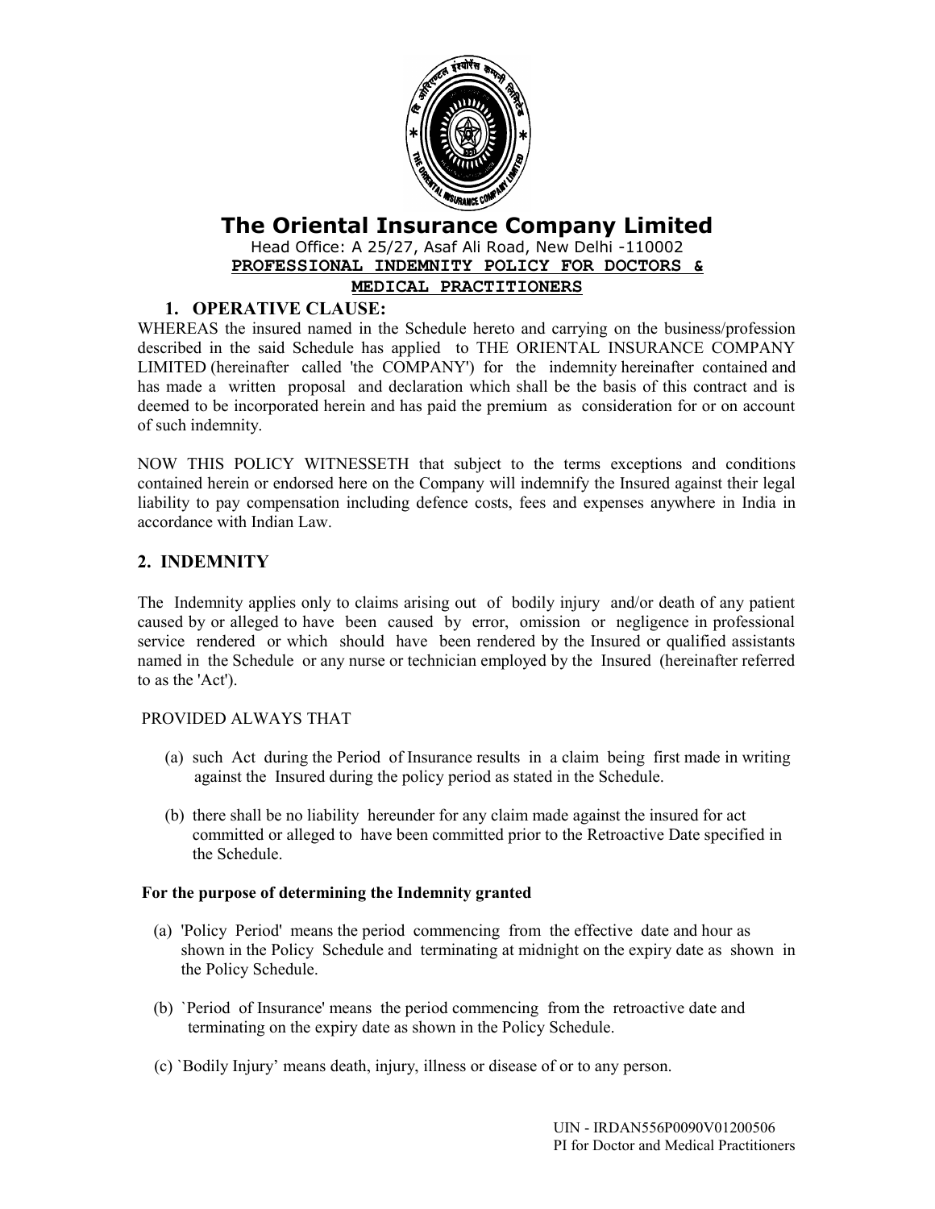# The Oriental Insurance Company Limited

Head Office: A 25/27, Asaf Ali Road, New Delhi -110002

**PROFESSIONAL INDEMNITY POLICY FOR DOCTORS & MEDICAL PRACTITIONERS**

## 1. OPERATIVE CLAUSE:

WHEREAS the insured named in the Schedule hereto and carrying on the business/profession described in the said Schedule has applied to THE ORIENTAL INSURANCE COMPANY LIMITED (hereinafter called 'the COMPANY') for the indemnity hereinafter contained and has made a written proposal and declaration which shall be the basis of this contract and is deemed to be incorporated herein and has paid the premium as consideration for or on account of such indemnity.

NOW THIS POLICY WITNESSETH that subject to the terms exceptions and conditions contained herein or endorsed here on the Company will indemnify the Insured against their legal liability to pay compensation including defence costs, fees and expenses anywhere in India in accordance with Indian Law.

## 2. INDEMNITY

The Indemnity applies only to claims arising out of bodily injury and/or death of any patient caused by or alleged to have been caused by error, omission or negligence in professional service rendered or which should have been rendered by the Insured or qualified assistants named in the Schedule or any nurse or technician employed by the Insured (hereinafter referred to as the 'Act').

PROVIDED ALWAYS THAT

(a) such Act during the Period of Insurance results in a claim being first made in writing against the Insured during the policy period as stated in the Schedule.

(b) there shall be no liability hereunder for any claim made against the insured for act committed or alleged to have been committed prior to the Retroactive Date specified in the Schedule.

**For the purpose of determining the Indemnity granted**

(a) 'Policy Period' means the period commencing from the effective date and hour as shown in the Policy Schedule and terminating at midnight on the expiry date as shown in the Policy Schedule.

(b) `Period of Insurance' means the period commencing from the retroactive date and terminating on the expiry date as shown in the Policy Schedule.

(c) `Bodily Injury' means death, injury, illness or disease of or to any person.

UIN - IRDAN556P0090V01200506
PI for Doctor and Medical Practitioners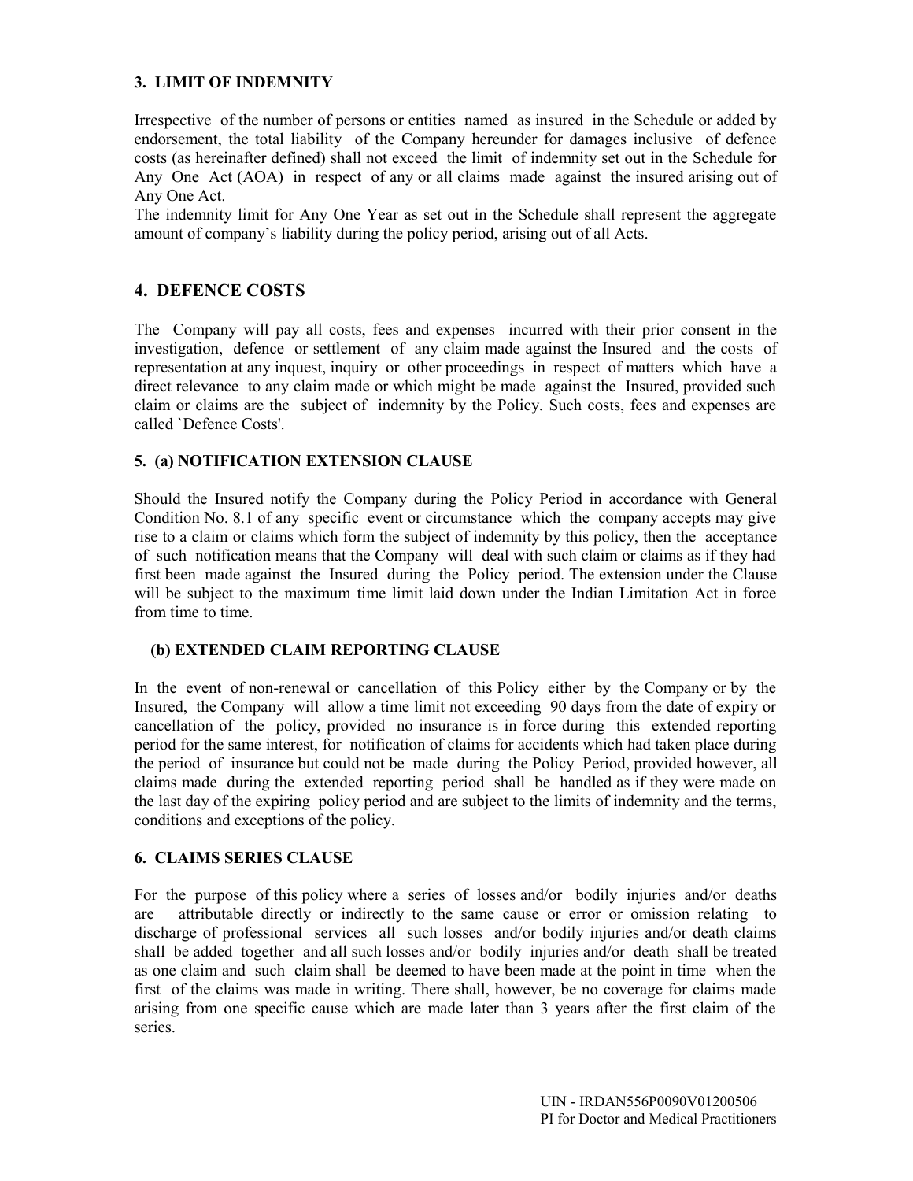### 3. LIMIT OF INDEMNITY

Irrespective of the number of persons or entities named as insured in the Schedule or added by endorsement, the total liability of the Company hereunder for damages inclusive of defence costs (as hereinafter defined) shall not exceed the limit of indemnity set out in the Schedule for Any One Act (AOA) in respect of any or all claims made against the insured arising out of Any One Act.

The indemnity limit for Any One Year as set out in the Schedule shall represent the aggregate amount of company's liability during the policy period, arising out of all Acts.

## 4. DEFENCE COSTS

The Company will pay all costs, fees and expenses incurred with their prior consent in the investigation, defence or settlement of any claim made against the Insured and the costs of representation at any inquest, inquiry or other proceedings in respect of matters which have a direct relevance to any claim made or which might be made against the Insured, provided such claim or claims are the subject of indemnity by the Policy. Such costs, fees and expenses are called `Defence Costs'.

### 5. (a) NOTIFICATION EXTENSION CLAUSE

Should the Insured notify the Company during the Policy Period in accordance with General Condition No. 8.1 of any specific event or circumstance which the company accepts may give rise to a claim or claims which form the subject of indemnity by this policy, then the acceptance of such notification means that the Company will deal with such claim or claims as if they had first been made against the Insured during the Policy period. The extension under the Clause will be subject to the maximum time limit laid down under the Indian Limitation Act in force from time to time.

### (b) EXTENDED CLAIM REPORTING CLAUSE

In the event of non-renewal or cancellation of this Policy either by the Company or by the Insured, the Company will allow a time limit not exceeding 90 days from the date of expiry or cancellation of the policy, provided no insurance is in force during this extended reporting period for the same interest, for notification of claims for accidents which had taken place during the period of insurance but could not be made during the Policy Period, provided however, all claims made during the extended reporting period shall be handled as if they were made on the last day of the expiring policy period and are subject to the limits of indemnity and the terms, conditions and exceptions of the policy.

### 6. CLAIMS SERIES CLAUSE

For the purpose of this policy where a series of losses and/or bodily injuries and/or deaths are attributable directly or indirectly to the same cause or error or omission relating to discharge of professional services all such losses and/or bodily injuries and/or death claims shall be added together and all such losses and/or bodily injuries and/or death shall be treated as one claim and such claim shall be deemed to have been made at the point in time when the first of the claims was made in writing. There shall, however, be no coverage for claims made arising from one specific cause which are made later than 3 years after the first claim of the series.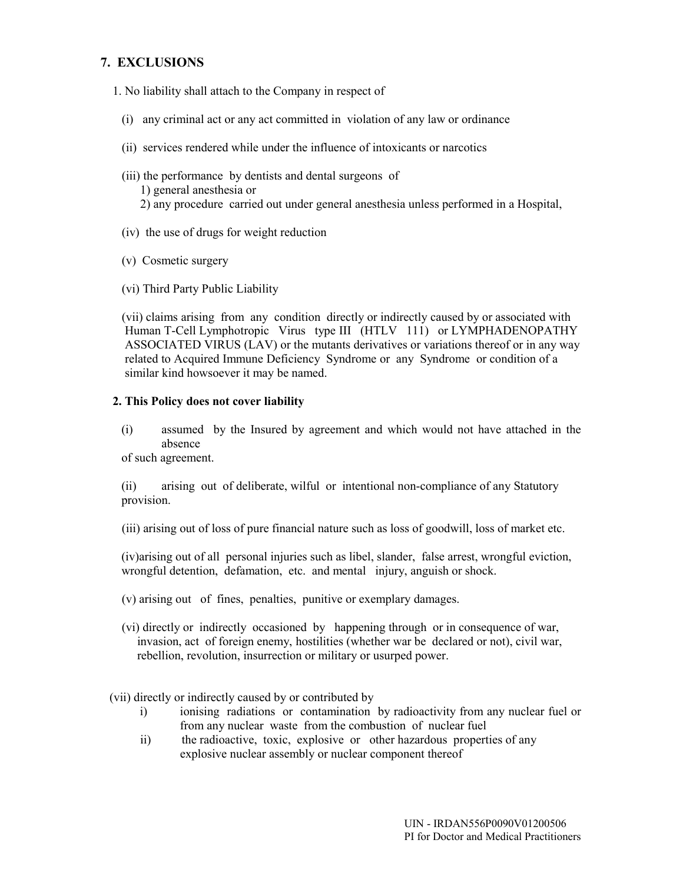## 7. EXCLUSIONS

1. No liability shall attach to the Company in respect of

   (i) any criminal act or any act committed in violation of any law or ordinance

   (ii) services rendered while under the influence of intoxicants or narcotics

   (iii) the performance by dentists and dental surgeons of
      1) general anesthesia or
      2) any procedure carried out under general anesthesia unless performed in a Hospital,

   (iv) the use of drugs for weight reduction

   (v) Cosmetic surgery

   (vi) Third Party Public Liability

   (vii) claims arising from any condition directly or indirectly caused by or associated with Human T-Cell Lymphotropic Virus type III (HTLV 111) or LYMPHADENOPATHY ASSOCIATED VIRUS (LAV) or the mutants derivatives or variations thereof or in any way related to Acquired Immune Deficiency Syndrome or any Syndrome or condition of a similar kind howsoever it may be named.

**2. This Policy does not cover liability**

   (i) assumed by the Insured by agreement and which would not have attached in the absence of such agreement.

   (ii) arising out of deliberate, wilful or intentional non-compliance of any Statutory provision.

   (iii) arising out of loss of pure financial nature such as loss of goodwill, loss of market etc.

   (iv) arising out of all personal injuries such as libel, slander, false arrest, wrongful eviction, wrongful detention, defamation, etc. and mental injury, anguish or shock.

   (v) arising out of fines, penalties, punitive or exemplary damages.

   (vi) directly or indirectly occasioned by happening through or in consequence of war, invasion, act of foreign enemy, hostilities (whether war be declared or not), civil war, rebellion, revolution, insurrection or military or usurped power.

   (vii) directly or indirectly caused by or contributed by
      i) ionising radiations or contamination by radioactivity from any nuclear fuel or from any nuclear waste from the combustion of nuclear fuel
      ii) the radioactive, toxic, explosive or other hazardous properties of any explosive nuclear assembly or nuclear component thereof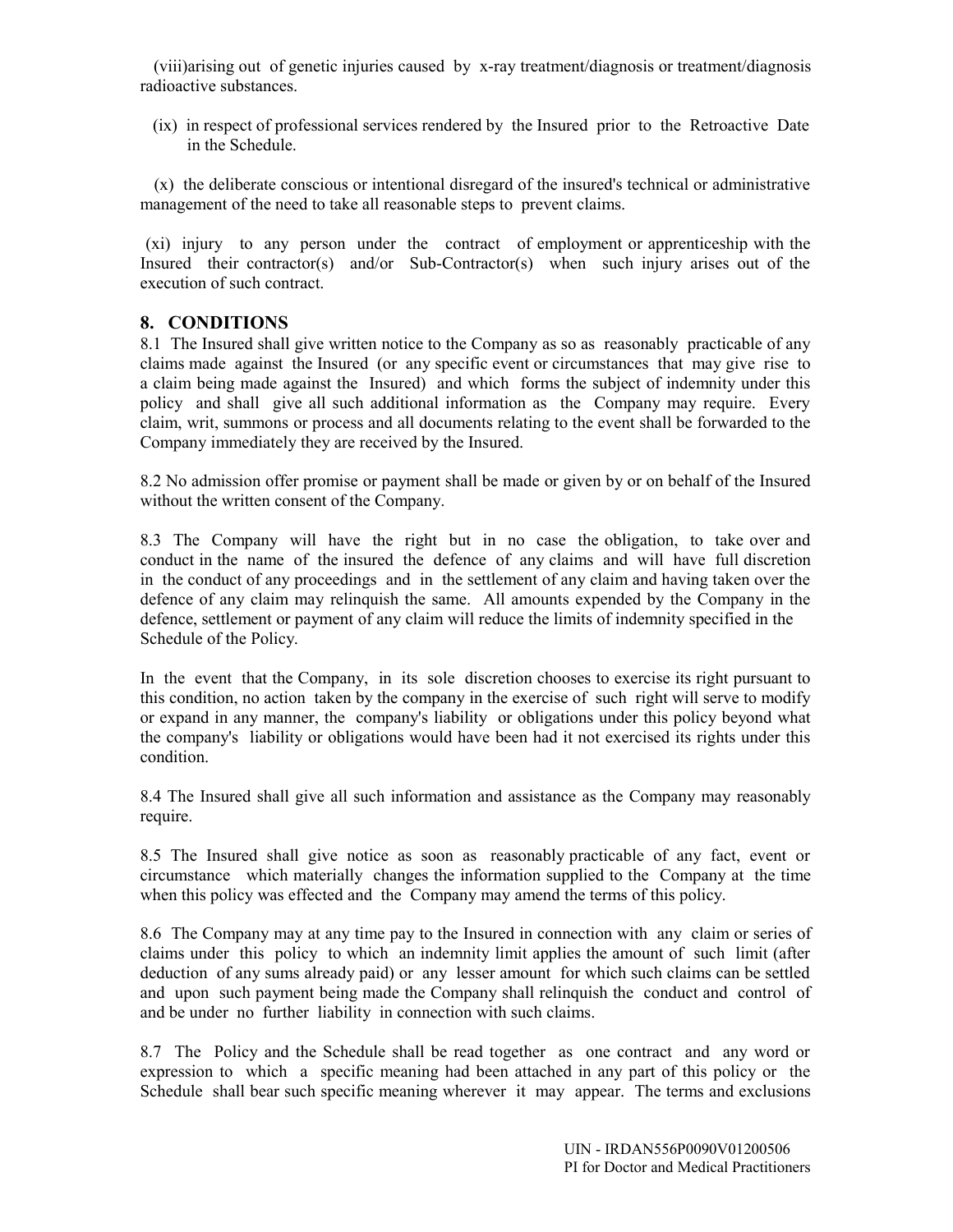(viii)arising out of genetic injuries caused by x-ray treatment/diagnosis or treatment/diagnosis radioactive substances.

(ix) in respect of professional services rendered by the Insured prior to the Retroactive Date in the Schedule.

(x) the deliberate conscious or intentional disregard of the insured's technical or administrative management of the need to take all reasonable steps to prevent claims.

(xi) injury to any person under the contract of employment or apprenticeship with the Insured their contractor(s) and/or Sub-Contractor(s) when such injury arises out of the execution of such contract.

## 8. CONDITIONS

8.1 The Insured shall give written notice to the Company as so as reasonably practicable of any claims made against the Insured (or any specific event or circumstances that may give rise to a claim being made against the Insured) and which forms the subject of indemnity under this policy and shall give all such additional information as the Company may require. Every claim, writ, summons or process and all documents relating to the event shall be forwarded to the Company immediately they are received by the Insured.

8.2 No admission offer promise or payment shall be made or given by or on behalf of the Insured without the written consent of the Company.

8.3 The Company will have the right but in no case the obligation, to take over and conduct in the name of the insured the defence of any claims and will have full discretion in the conduct of any proceedings and in the settlement of any claim and having taken over the defence of any claim may relinquish the same. All amounts expended by the Company in the defence, settlement or payment of any claim will reduce the limits of indemnity specified in the Schedule of the Policy.

In the event that the Company, in its sole discretion chooses to exercise its right pursuant to this condition, no action taken by the company in the exercise of such right will serve to modify or expand in any manner, the company's liability or obligations under this policy beyond what the company's liability or obligations would have been had it not exercised its rights under this condition.

8.4 The Insured shall give all such information and assistance as the Company may reasonably require.

8.5 The Insured shall give notice as soon as reasonably practicable of any fact, event or circumstance which materially changes the information supplied to the Company at the time when this policy was effected and the Company may amend the terms of this policy.

8.6 The Company may at any time pay to the Insured in connection with any claim or series of claims under this policy to which an indemnity limit applies the amount of such limit (after deduction of any sums already paid) or any lesser amount for which such claims can be settled and upon such payment being made the Company shall relinquish the conduct and control of and be under no further liability in connection with such claims.

8.7 The Policy and the Schedule shall be read together as one contract and any word or expression to which a specific meaning had been attached in any part of this policy or the Schedule shall bear such specific meaning wherever it may appear. The terms and exclusions

UIN - IRDAN556P0090V01200506
PI for Doctor and Medical Practitioners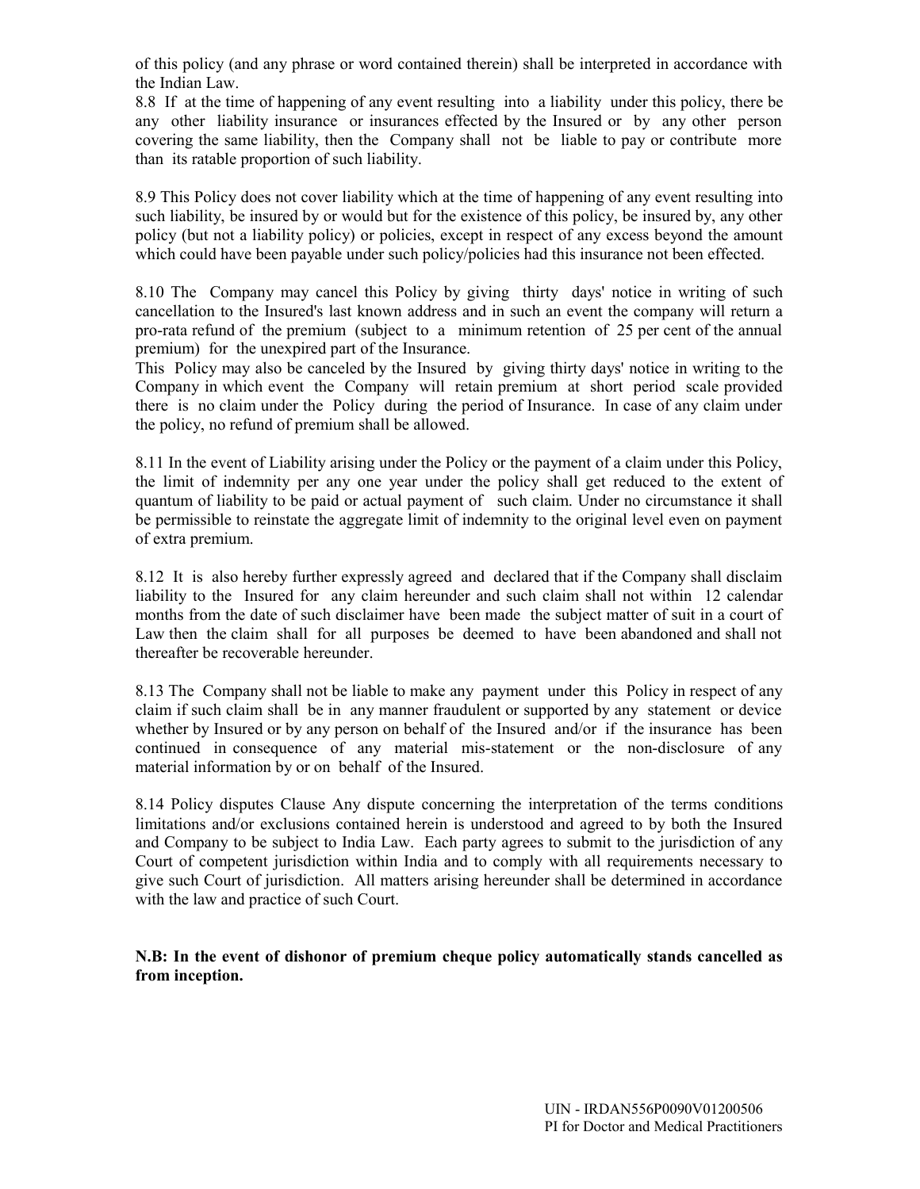of this policy (and any phrase or word contained therein) shall be interpreted in accordance with the Indian Law.

8.8 If at the time of happening of any event resulting into a liability under this policy, there be any other liability insurance or insurances effected by the Insured or by any other person covering the same liability, then the Company shall not be liable to pay or contribute more than its ratable proportion of such liability.

8.9 This Policy does not cover liability which at the time of happening of any event resulting into such liability, be insured by or would but for the existence of this policy, be insured by, any other policy (but not a liability policy) or policies, except in respect of any excess beyond the amount which could have been payable under such policy/policies had this insurance not been effected.

8.10 The Company may cancel this Policy by giving thirty days' notice in writing of such cancellation to the Insured's last known address and in such an event the company will return a pro-rata refund of the premium (subject to a minimum retention of 25 per cent of the annual premium) for the unexpired part of the Insurance.
This Policy may also be canceled by the Insured by giving thirty days' notice in writing to the Company in which event the Company will retain premium at short period scale provided there is no claim under the Policy during the period of Insurance. In case of any claim under the policy, no refund of premium shall be allowed.

8.11 In the event of Liability arising under the Policy or the payment of a claim under this Policy, the limit of indemnity per any one year under the policy shall get reduced to the extent of quantum of liability to be paid or actual payment of such claim. Under no circumstance it shall be permissible to reinstate the aggregate limit of indemnity to the original level even on payment of extra premium.

8.12 It is also hereby further expressly agreed and declared that if the Company shall disclaim liability to the Insured for any claim hereunder and such claim shall not within 12 calendar months from the date of such disclaimer have been made the subject matter of suit in a court of Law then the claim shall for all purposes be deemed to have been abandoned and shall not thereafter be recoverable hereunder.

8.13 The Company shall not be liable to make any payment under this Policy in respect of any claim if such claim shall be in any manner fraudulent or supported by any statement or device whether by Insured or by any person on behalf of the Insured and/or if the insurance has been continued in consequence of any material mis-statement or the non-disclosure of any material information by or on behalf of the Insured.

8.14 Policy disputes Clause Any dispute concerning the interpretation of the terms conditions limitations and/or exclusions contained herein is understood and agreed to by both the Insured and Company to be subject to India Law. Each party agrees to submit to the jurisdiction of any Court of competent jurisdiction within India and to comply with all requirements necessary to give such Court of jurisdiction. All matters arising hereunder shall be determined in accordance with the law and practice of such Court.

**N.B: In the event of dishonor of premium cheque policy automatically stands cancelled as from inception.**